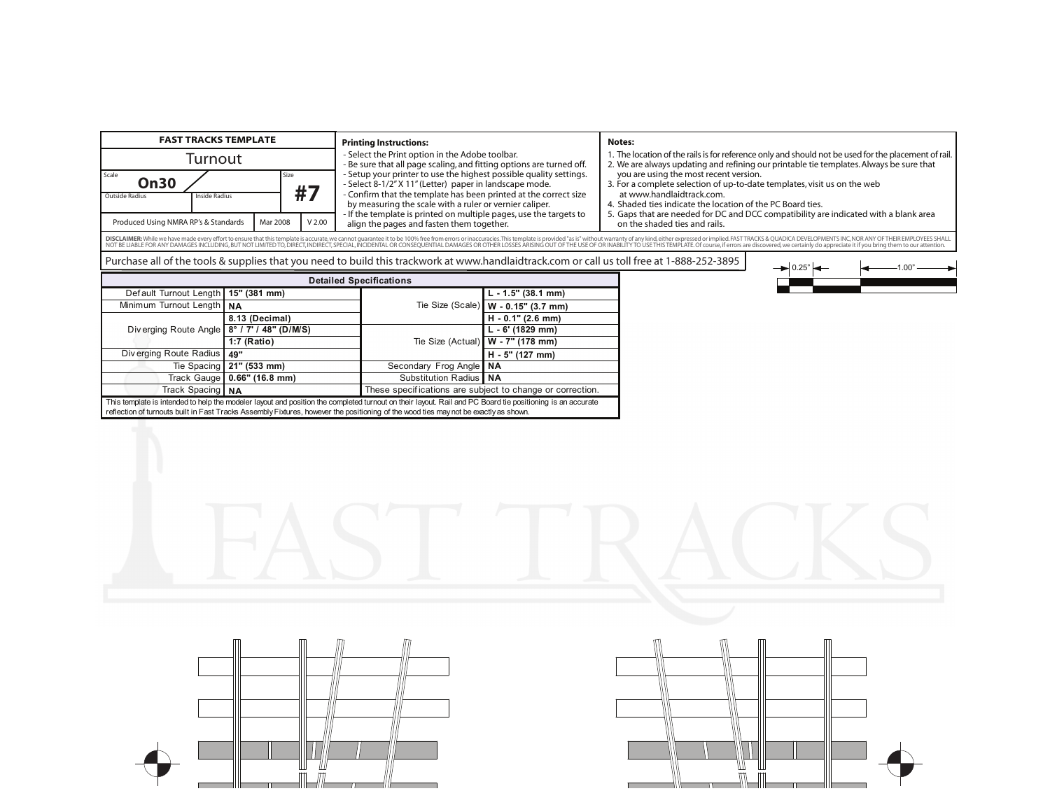**FAST TRACKS TEMPLATE**

# Turnout

| Scale | | Size |
|---|---|---|
| **On30** | | **#7** |
| Outside Radius | Inside Radius | |

Produced Using NMRA RP's & Standards | Mar 2008 | V 2.00

**Printing Instructions:**

- Select the Print option in the Adobe toolbar.
- Be sure that all page scaling, and fitting options are turned off.
- Setup your printer to use the highest possible quality settings.
- Select 8-1/2" X 11" (Letter) paper in landscape mode.
- Confirm that the template has been printed at the correct size by measuring the scale with a ruler or vernier caliper.
- If the template is printed on multiple pages, use the targets to align the pages and fasten them together.

**Notes:**

1. The location of the rails is for reference only and should not be used for the placement of rail.
2. We are always updating and refining our printable tie templates. Always be sure that you are using the most recent version.
3. For a complete selection of up-to-date templates, visit us on the web at www.handlaidtrack.com.
4. Shaded ties indicate the location of the PC Board ties.
5. Gaps that are needed for DC and DCC compatibility are indicated with a blank area on the shaded ties and rails.

**DISCLAIMER:** While we have made every effort to ensure that this template is accurate, we cannot guarantee it to be 100% free from errors or inaccuracies. This template is provided "as is" without warranty of any kind, either expressed or implied. FAST TRACKS & QUADICA DEVELOPMENTS INC, NOR ANY OF THEIR EMPLOYEES SHALL NOT BE LIABLE FOR ANY DAMAGES INCLUDING, BUT NOT LIMITED TO, DIRECT, INDIRECT, SPECIAL, INCIDENTAL OR CONSEQUENTIAL DAMAGES OR OTHER LOSSES ARISING OUT OF THE USE OF OR INABILITY TO USE THIS TEMPLATE. Of course, if errors are discovered, we certainly do appreciate it if you bring them to our attention.

Purchase all of the tools & supplies that you need to build this trackwork at www.handlaidtrack.com or call us toll free at 1-888-252-3895

0.25" 1.00"

**Detailed Specifications**

| | | | |
|---|---|---|---|
| Default Turnout Length | 15" (381 mm) | Tie Size (Scale) | L - 1.5" (38.1 mm) |
| Minimum Turnout Length | NA | | W - 0.15" (3.7 mm) |
| Diverging Route Angle | 8.13 (Decimal) | | H - 0.1" (2.6 mm) |
| | 8° / 7' / 48" (D/M/S) | Tie Size (Actual) | L - 6' (1829 mm) |
| | 1:7 (Ratio) | | W - 7" (178 mm) |
| Diverging Route Radius | 49" | | H - 5" (127 mm) |
| Tie Spacing | 21" (533 mm) | Secondary Frog Angle | NA |
| Track Gauge | 0.66" (16.8 mm) | Substitution Radius | NA |
| Track Spacing | NA | These specifications are subject to change or correction. | |

This template is intended to help the modeler layout and position the completed turnout on their layout. Rail and PC Board tie positioning is an accurate reflection of turnouts built in Fast Tracks Assembly Fixtures, however the positioning of the wood ties may not be exactly as shown.